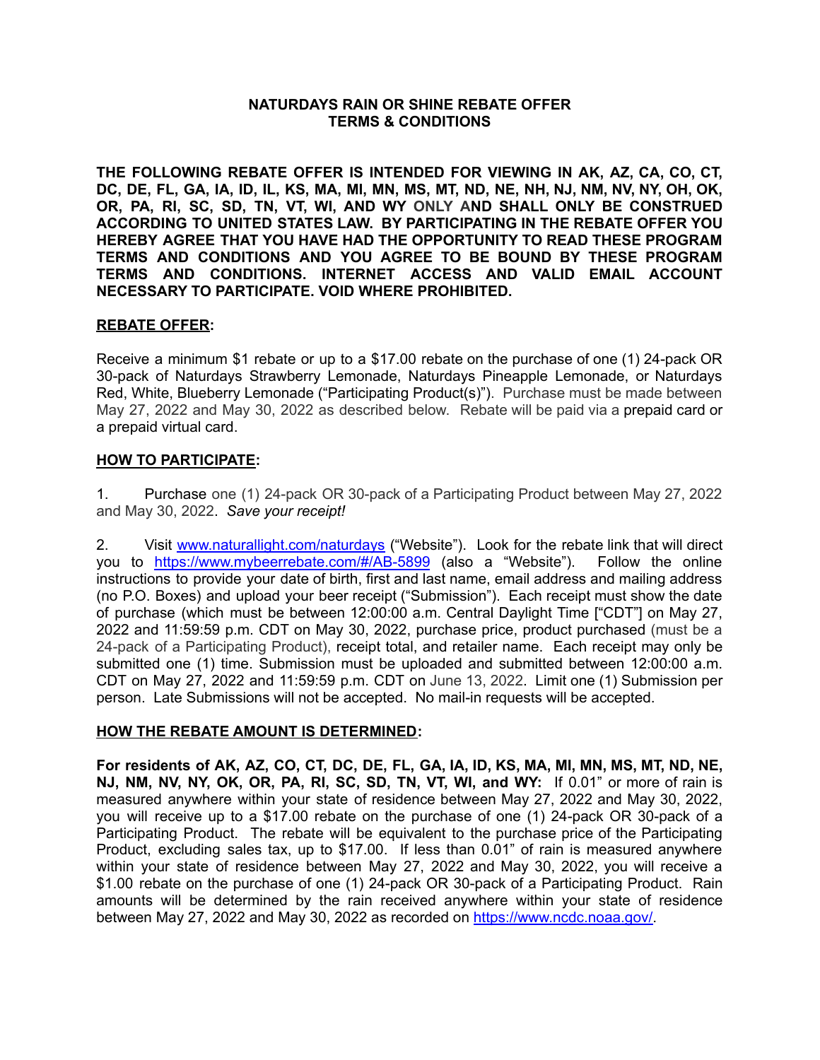**NATURDAYS RAIN OR SHINE REBATE OFFER**
**TERMS & CONDITIONS**

**THE FOLLOWING REBATE OFFER IS INTENDED FOR VIEWING IN AK, AZ, CA, CO, CT, DC, DE, FL, GA, IA, ID, IL, KS, MA, MI, MN, MS, MT, ND, NE, NH, NJ, NM, NV, NY, OH, OK, OR, PA, RI, SC, SD, TN, VT, WI, AND WY ONLY AND SHALL ONLY BE CONSTRUED ACCORDING TO UNITED STATES LAW. BY PARTICIPATING IN THE REBATE OFFER YOU HEREBY AGREE THAT YOU HAVE HAD THE OPPORTUNITY TO READ THESE PROGRAM TERMS AND CONDITIONS AND YOU AGREE TO BE BOUND BY THESE PROGRAM TERMS AND CONDITIONS. INTERNET ACCESS AND VALID EMAIL ACCOUNT NECESSARY TO PARTICIPATE. VOID WHERE PROHIBITED.**

**REBATE OFFER:**

Receive a minimum $1 rebate or up to a $17.00 rebate on the purchase of one (1) 24-pack OR 30-pack of Naturdays Strawberry Lemonade, Naturdays Pineapple Lemonade, or Naturdays Red, White, Blueberry Lemonade ("Participating Product(s)"). Purchase must be made between May 27, 2022 and May 30, 2022 as described below. Rebate will be paid via a prepaid card or a prepaid virtual card.

**HOW TO PARTICIPATE:**

1. Purchase one (1) 24-pack OR 30-pack of a Participating Product between May 27, 2022 and May 30, 2022. *Save your receipt!*

2. Visit www.naturallight.com/naturdays ("Website"). Look for the rebate link that will direct you to https://www.mybeerrebate.com/#/AB-5899 (also a "Website"). Follow the online instructions to provide your date of birth, first and last name, email address and mailing address (no P.O. Boxes) and upload your beer receipt ("Submission"). Each receipt must show the date of purchase (which must be between 12:00:00 a.m. Central Daylight Time ["CDT"] on May 27, 2022 and 11:59:59 p.m. CDT on May 30, 2022, purchase price, product purchased (must be a 24-pack of a Participating Product), receipt total, and retailer name. Each receipt may only be submitted one (1) time. Submission must be uploaded and submitted between 12:00:00 a.m. CDT on May 27, 2022 and 11:59:59 p.m. CDT on June 13, 2022. Limit one (1) Submission per person. Late Submissions will not be accepted. No mail-in requests will be accepted.

**HOW THE REBATE AMOUNT IS DETERMINED:**

**For residents of AK, AZ, CO, CT, DC, DE, FL, GA, IA, ID, KS, MA, MI, MN, MS, MT, ND, NE, NJ, NM, NV, NY, OK, OR, PA, RI, SC, SD, TN, VT, WI, and WY:** If 0.01" or more of rain is measured anywhere within your state of residence between May 27, 2022 and May 30, 2022, you will receive up to a $17.00 rebate on the purchase of one (1) 24-pack OR 30-pack of a Participating Product. The rebate will be equivalent to the purchase price of the Participating Product, excluding sales tax, up to $17.00. If less than 0.01" of rain is measured anywhere within your state of residence between May 27, 2022 and May 30, 2022, you will receive a $1.00 rebate on the purchase of one (1) 24-pack OR 30-pack of a Participating Product. Rain amounts will be determined by the rain received anywhere within your state of residence between May 27, 2022 and May 30, 2022 as recorded on https://www.ncdc.noaa.gov/.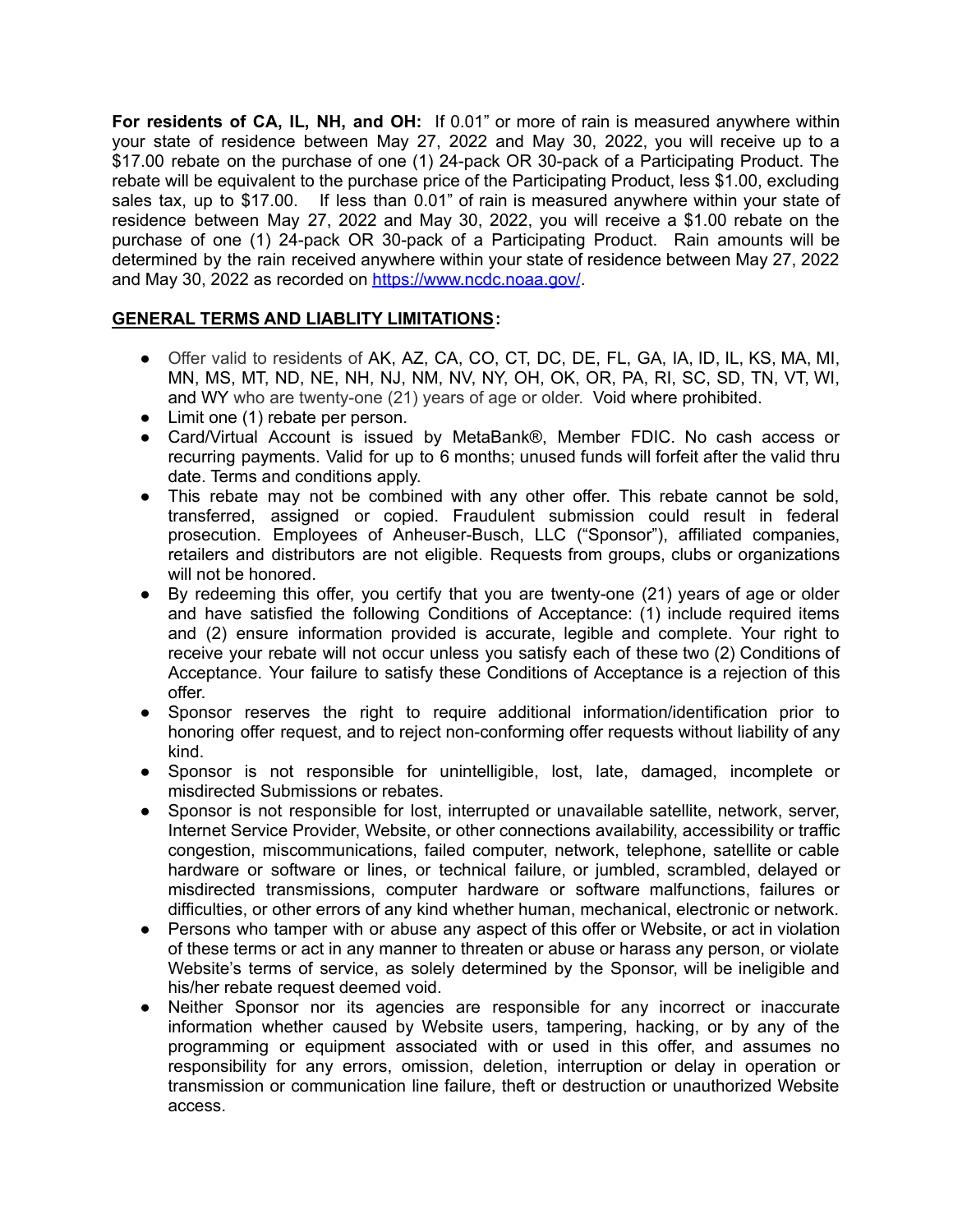**For residents of CA, IL, NH, and OH:** If 0.01" or more of rain is measured anywhere within your state of residence between May 27, 2022 and May 30, 2022, you will receive up to a $17.00 rebate on the purchase of one (1) 24-pack OR 30-pack of a Participating Product. The rebate will be equivalent to the purchase price of the Participating Product, less $1.00, excluding sales tax, up to $17.00. If less than 0.01" of rain is measured anywhere within your state of residence between May 27, 2022 and May 30, 2022, you will receive a $1.00 rebate on the purchase of one (1) 24-pack OR 30-pack of a Participating Product. Rain amounts will be determined by the rain received anywhere within your state of residence between May 27, 2022 and May 30, 2022 as recorded on https://www.ncdc.noaa.gov/.

**GENERAL TERMS AND LIABLITY LIMITATIONS:**

- Offer valid to residents of AK, AZ, CA, CO, CT, DC, DE, FL, GA, IA, ID, IL, KS, MA, MI, MN, MS, MT, ND, NE, NH, NJ, NM, NV, NY, OH, OK, OR, PA, RI, SC, SD, TN, VT, WI, and WY who are twenty-one (21) years of age or older. Void where prohibited.
- Limit one (1) rebate per person.
- Card/Virtual Account is issued by MetaBank®, Member FDIC. No cash access or recurring payments. Valid for up to 6 months; unused funds will forfeit after the valid thru date. Terms and conditions apply.
- This rebate may not be combined with any other offer. This rebate cannot be sold, transferred, assigned or copied. Fraudulent submission could result in federal prosecution. Employees of Anheuser-Busch, LLC ("Sponsor"), affiliated companies, retailers and distributors are not eligible. Requests from groups, clubs or organizations will not be honored.
- By redeeming this offer, you certify that you are twenty-one (21) years of age or older and have satisfied the following Conditions of Acceptance: (1) include required items and (2) ensure information provided is accurate, legible and complete. Your right to receive your rebate will not occur unless you satisfy each of these two (2) Conditions of Acceptance. Your failure to satisfy these Conditions of Acceptance is a rejection of this offer.
- Sponsor reserves the right to require additional information/identification prior to honoring offer request, and to reject non-conforming offer requests without liability of any kind.
- Sponsor is not responsible for unintelligible, lost, late, damaged, incomplete or misdirected Submissions or rebates.
- Sponsor is not responsible for lost, interrupted or unavailable satellite, network, server, Internet Service Provider, Website, or other connections availability, accessibility or traffic congestion, miscommunications, failed computer, network, telephone, satellite or cable hardware or software or lines, or technical failure, or jumbled, scrambled, delayed or misdirected transmissions, computer hardware or software malfunctions, failures or difficulties, or other errors of any kind whether human, mechanical, electronic or network.
- Persons who tamper with or abuse any aspect of this offer or Website, or act in violation of these terms or act in any manner to threaten or abuse or harass any person, or violate Website's terms of service, as solely determined by the Sponsor, will be ineligible and his/her rebate request deemed void.
- Neither Sponsor nor its agencies are responsible for any incorrect or inaccurate information whether caused by Website users, tampering, hacking, or by any of the programming or equipment associated with or used in this offer, and assumes no responsibility for any errors, omission, deletion, interruption or delay in operation or transmission or communication line failure, theft or destruction or unauthorized Website access.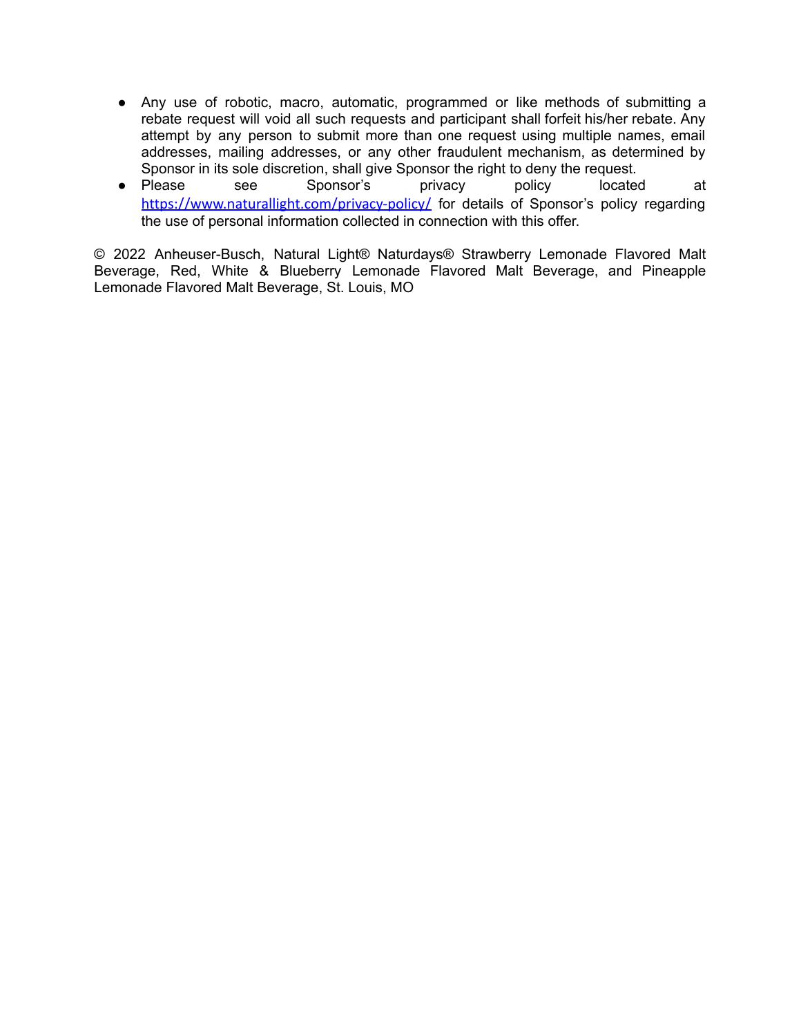- Any use of robotic, macro, automatic, programmed or like methods of submitting a rebate request will void all such requests and participant shall forfeit his/her rebate. Any attempt by any person to submit more than one request using multiple names, email addresses, mailing addresses, or any other fraudulent mechanism, as determined by Sponsor in its sole discretion, shall give Sponsor the right to deny the request.
- Please see Sponsor's privacy policy located at [https://www.naturallight.com/privacy-policy/](https://www.naturallight.com/privacy-policy/) for details of Sponsor's policy regarding the use of personal information collected in connection with this offer.

© 2022 Anheuser-Busch, Natural Light® Naturdays® Strawberry Lemonade Flavored Malt Beverage, Red, White & Blueberry Lemonade Flavored Malt Beverage, and Pineapple Lemonade Flavored Malt Beverage, St. Louis, MO